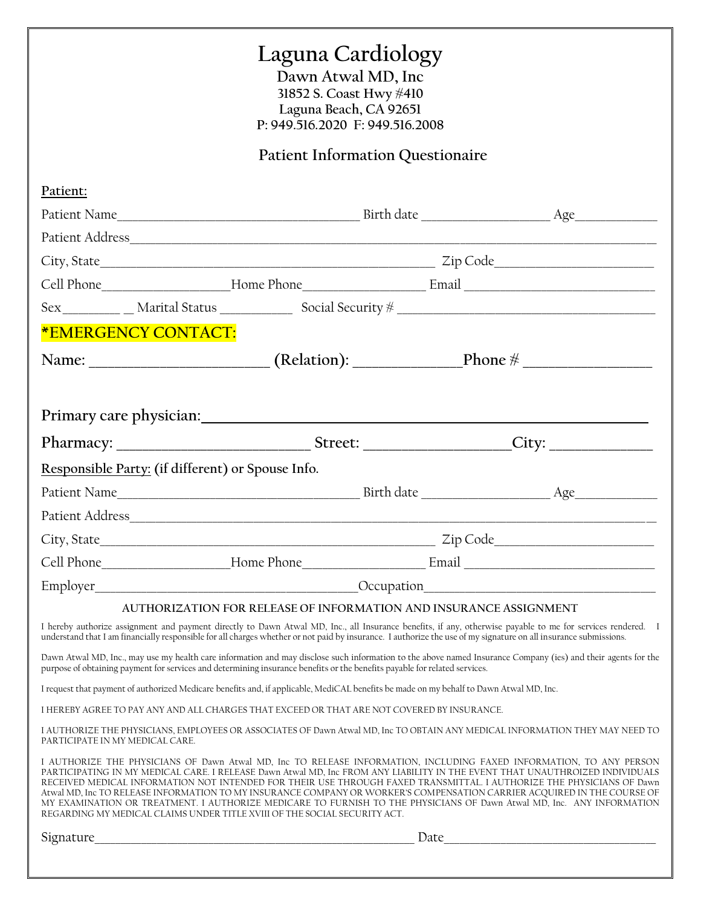# Laguna Cardiology

**Dawn Atwal MD, Inc**
**31852 S. Coast Hwy #410**
**Laguna Beach, CA 92651**
**P: 949.516.2020 F: 949.516.2008**

## Patient Information Questionaire

**Patient:**

Patient Name_______________________________________ Birth date ____________________ Age_____________

Patient Address______________________________________________________________________________________

City, State______________________________________________________ Zip Code________________________

Cell Phone___________________Home Phone_________________ Email ____________________________

Sex_________ _ Marital Status ___________ Social Security # _______________________________________

**\*EMERGENCY CONTACT:**

**Name: _______________________ (Relation): ______________Phone # ________________**

**Primary care physician:________________________________________________________**

**Pharmacy: _________________________ Street: ___________________City: ______________**

**Responsible Party: (if different) or Spouse Info.**

Patient Name_______________________________________ Birth date ____________________ Age_____________

Patient Address______________________________________________________________________________________

City, State______________________________________________________ Zip Code________________________

Cell Phone___________________Home Phone_________________ Email ____________________________

Employer_________________________________________Occupation___________________________________

### AUTHORIZATION FOR RELEASE OF INFORMATION AND INSURANCE ASSIGNMENT

I hereby authorize assignment and payment directly to Dawn Atwal MD, Inc., all Insurance benefits, if any, otherwise payable to me for services rendered. I understand that I am financially responsible for all charges whether or not paid by insurance. I authorize the use of my signature on all insurance submissions.

Dawn Atwal MD, Inc., may use my health care information and may disclose such information to the above named Insurance Company (ies) and their agents for the purpose of obtaining payment for services and determining insurance benefits or the benefits payable for related services.

I request that payment of authorized Medicare benefits and, if applicable, MediCAL benefits be made on my behalf to Dawn Atwal MD, Inc.

I HEREBY AGREE TO PAY ANY AND ALL CHARGES THAT EXCEED OR THAT ARE NOT COVERED BY INSURANCE.

I AUTHORIZE THE PHYSICIANS, EMPLOYEES OR ASSOCIATES OF Dawn Atwal MD, Inc TO OBTAIN ANY MEDICAL INFORMATION THEY MAY NEED TO PARTICIPATE IN MY MEDICAL CARE.

I AUTHORIZE THE PHYSICIANS OF Dawn Atwal MD, Inc TO RELEASE INFORMATION, INCLUDING FAXED INFORMATION, TO ANY PERSON PARTICIPATING IN MY MEDICAL CARE. I RELEASE Dawn Atwal MD, Inc FROM ANY LIABILITY IN THE EVENT THAT UNAUTHROIZED INDIVIDUALS RECEIVED MEDICAL INFORMATION NOT INTENDED FOR THEIR USE THROUGH FAXED TRANSMITTAL. I AUTHORIZE THE PHYSICIANS OF Dawn Atwal MD, Inc TO RELEASE INFORMATION TO MY INSURANCE COMPANY OR WORKER'S COMPENSATION CARRIER ACQUIRED IN THE COURSE OF MY EXAMINATION OR TREATMENT. I AUTHORIZE MEDICARE TO FURNISH TO THE PHYSICIANS OF Dawn Atwal MD, Inc. ANY INFORMATION REGARDING MY MEDICAL CLAIMS UNDER TITLE XVIII OF THE SOCIAL SECURITY ACT.

Signature_____________________________________________________ Date___________________________________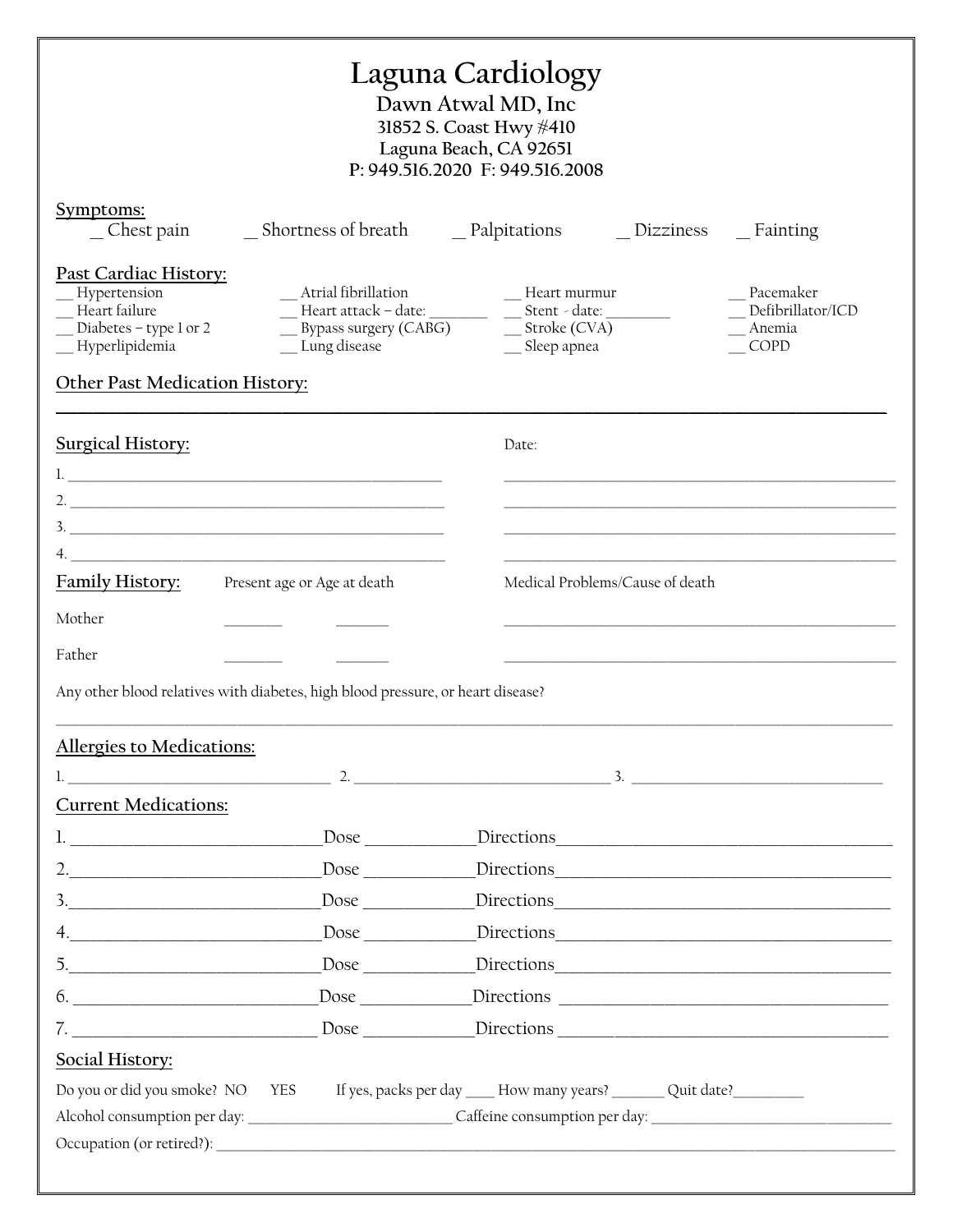# Laguna Cardiology

**Dawn Atwal MD, Inc**
**31852 S. Coast Hwy #410**
**Laguna Beach, CA 92651**
**P: 949.516.2020 F: 949.516.2008**

## Symptoms:

_ Chest pain    _ Shortness of breath    _ Palpitations    _ Dizziness    _ Fainting

## Past Cardiac History:

__ Hypertension
__ Heart failure
__ Diabetes – type 1 or 2
__ Hyperlipidemia
__ Atrial fibrillation
__ Heart attack – date: ________
__ Bypass surgery (CABG)
__ Lung disease
__ Heart murmur
__ Stent - date: ________
__ Stroke (CVA)
__ Sleep apnea
__ Pacemaker
__ Defibrillator/ICD
__ Anemia
__ COPD

## Other Past Medication History:

________________________________________________________________________________

## Surgical History:

| | Date: |
|---|---|
| 1. ____________________________________________ | ____________________________________________ |
| 2. ____________________________________________ | ____________________________________________ |
| 3. ____________________________________________ | ____________________________________________ |
| 4. ____________________________________________ | ____________________________________________ |

## Family History:

| | Present age or Age at death | | Medical Problems/Cause of death |
|---|---|---|---|
| Mother | ________ | ________ | ____________________________________________ |
| Father | ________ | ________ | ____________________________________________ |

Any other blood relatives with diabetes, high blood pressure, or heart disease?

________________________________________________________________________________

## Allergies to Medications:

1. ______________________________ 2. ______________________________ 3. ______________________________

## Current Medications:

1. ____________________________ Dose ____________ Directions ____________________________________
2. ____________________________ Dose ____________ Directions ____________________________________
3. ____________________________ Dose ____________ Directions ____________________________________
4. ____________________________ Dose ____________ Directions ____________________________________
5. ____________________________ Dose ____________ Directions ____________________________________
6. ____________________________ Dose ____________ Directions ____________________________________
7. ____________________________ Dose ____________ Directions ____________________________________

## Social History:

Do you or did you smoke? NO YES If yes, packs per day ____ How many years? _______ Quit date?_________

Alcohol consumption per day: ___________________________ Caffeine consumption per day: ________________________________

Occupation (or retired?): ________________________________________________________________________________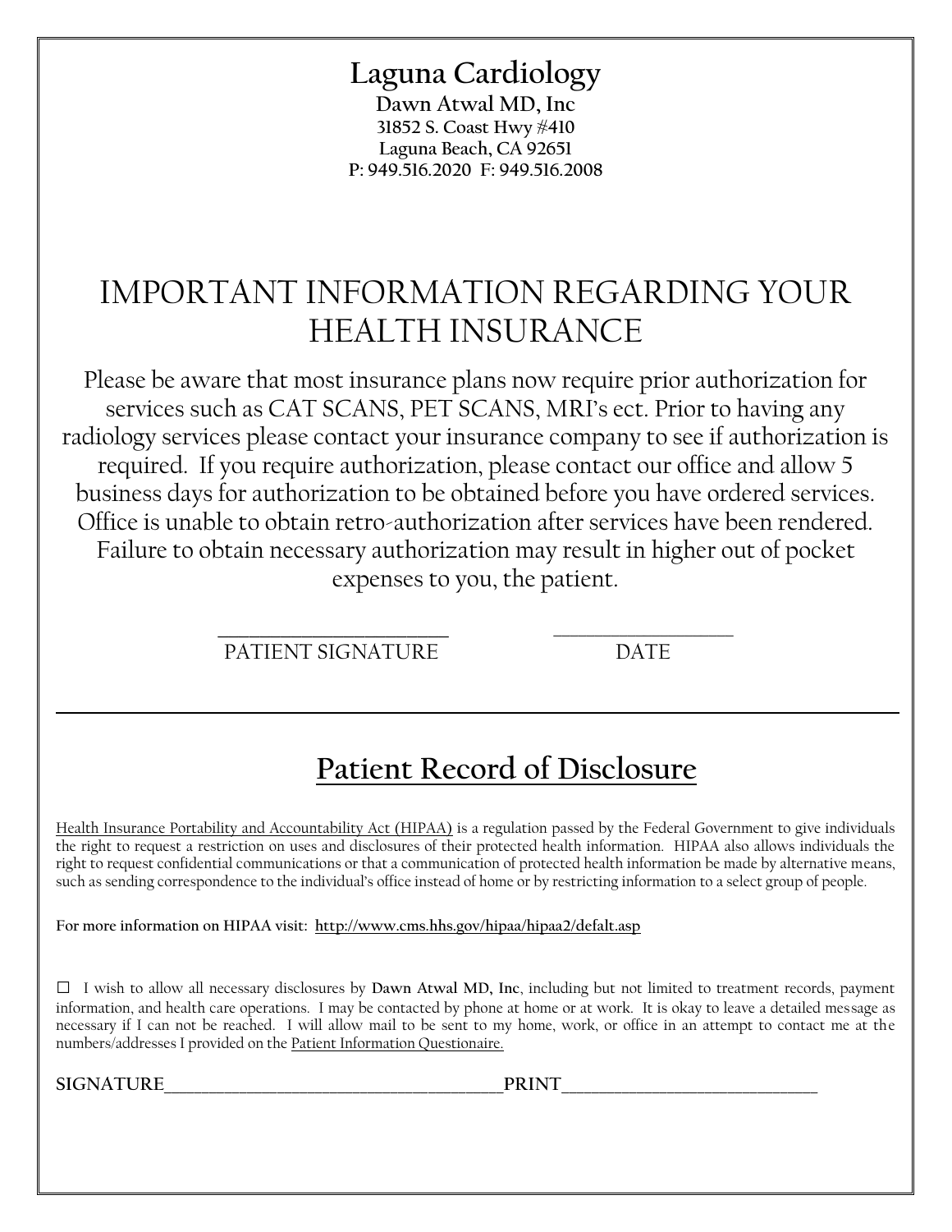# Laguna Cardiology

**Dawn Atwal MD, Inc**
**31852 S. Coast Hwy #410**
**Laguna Beach, CA 92651**
**P: 949.516.2020 F: 949.516.2008**

## IMPORTANT INFORMATION REGARDING YOUR HEALTH INSURANCE

Please be aware that most insurance plans now require prior authorization for services such as CAT SCANS, PET SCANS, MRI's ect. Prior to having any radiology services please contact your insurance company to see if authorization is required. If you require authorization, please contact our office and allow 5 business days for authorization to be obtained before you have ordered services. Office is unable to obtain retro-authorization after services have been rendered. Failure to obtain necessary authorization may result in higher out of pocket expenses to you, the patient.

\_\_\_\_\_\_\_\_\_\_\_\_\_\_\_\_\_\_\_\_\_\_\_\_ PATIENT SIGNATURE

\_\_\_\_\_\_\_\_\_\_\_\_\_\_\_\_\_\_\_\_ DATE

---

## Patient Record of Disclosure

Health Insurance Portability and Accountability Act (HIPAA) is a regulation passed by the Federal Government to give individuals the right to request a restriction on uses and disclosures of their protected health information. HIPAA also allows individuals the right to request confidential communications or that a communication of protected health information be made by alternative means, such as sending correspondence to the individual's office instead of home or by restricting information to a select group of people.

**For more information on HIPAA visit: http://www.cms.hhs.gov/hipaa/hipaa2/defalt.asp**

☐ I wish to allow all necessary disclosures by **Dawn Atwal MD, Inc**, including but not limited to treatment records, payment information, and health care operations. I may be contacted by phone at home or at work. It is okay to leave a detailed message as necessary if I can not be reached. I will allow mail to be sent to my home, work, or office in an attempt to contact me at the numbers/addresses I provided on the Patient Information Questionaire.

**SIGNATURE**\_\_\_\_\_\_\_\_\_\_\_\_\_\_\_\_\_\_\_\_\_\_\_\_\_\_\_\_\_\_\_\_\_\_\_\_\_\_\_\_**PRINT**\_\_\_\_\_\_\_\_\_\_\_\_\_\_\_\_\_\_\_\_\_\_\_\_\_\_\_\_\_\_\_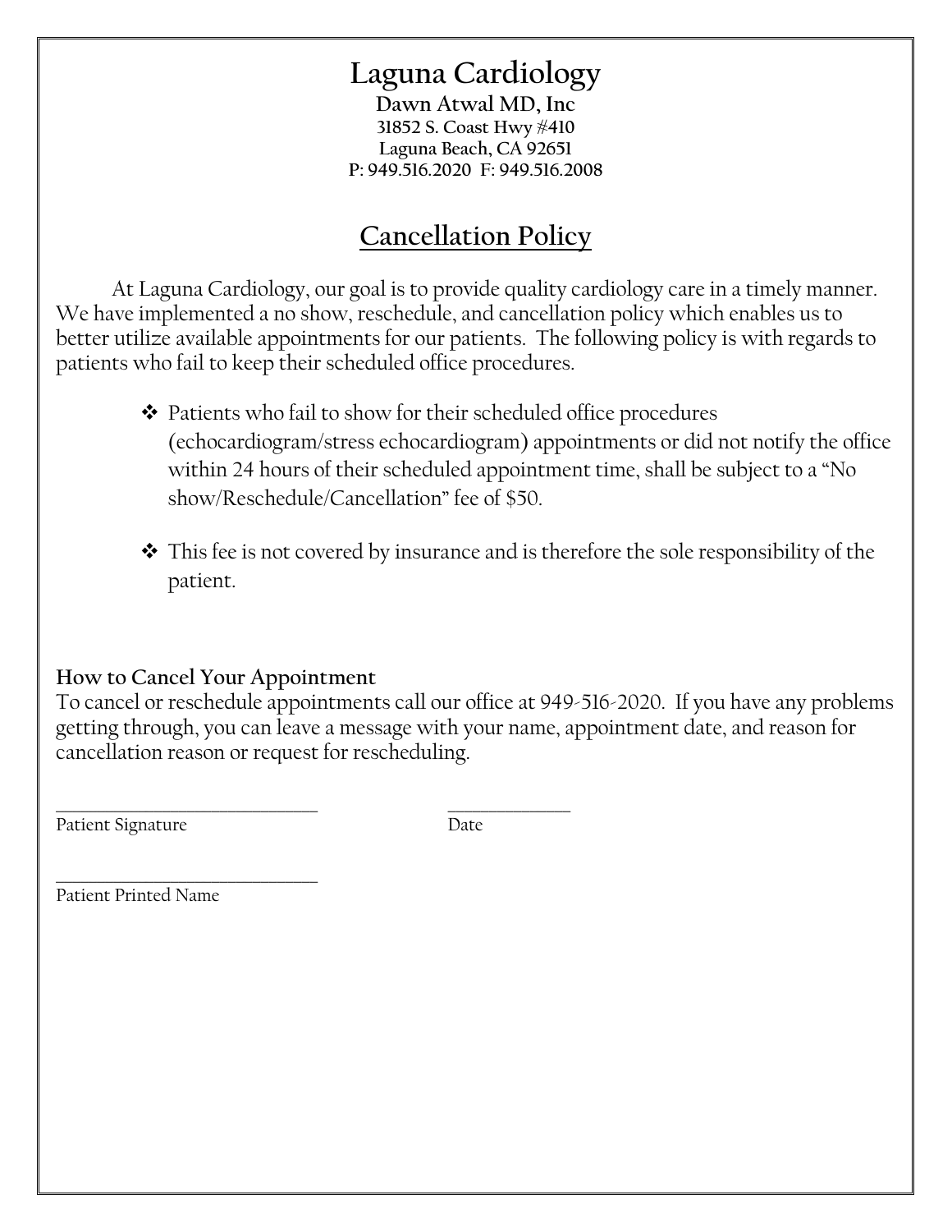# Laguna Cardiology

**Dawn Atwal MD, Inc**
**31852 S. Coast Hwy #410**
**Laguna Beach, CA 92651**
**P: 949.516.2020  F: 949.516.2008**

## Cancellation Policy

At Laguna Cardiology, our goal is to provide quality cardiology care in a timely manner. We have implemented a no show, reschedule, and cancellation policy which enables us to better utilize available appointments for our patients. The following policy is with regards to patients who fail to keep their scheduled office procedures.

- Patients who fail to show for their scheduled office procedures (echocardiogram/stress echocardiogram) appointments or did not notify the office within 24 hours of their scheduled appointment time, shall be subject to a "No show/Reschedule/Cancellation" fee of $50.
- This fee is not covered by insurance and is therefore the sole responsibility of the patient.

**How to Cancel Your Appointment**

To cancel or reschedule appointments call our office at 949-516-2020. If you have any problems getting through, you can leave a message with your name, appointment date, and reason for cancellation reason or request for rescheduling.

_______________________________ _______________
Patient Signature Date

_______________________________
Patient Printed Name